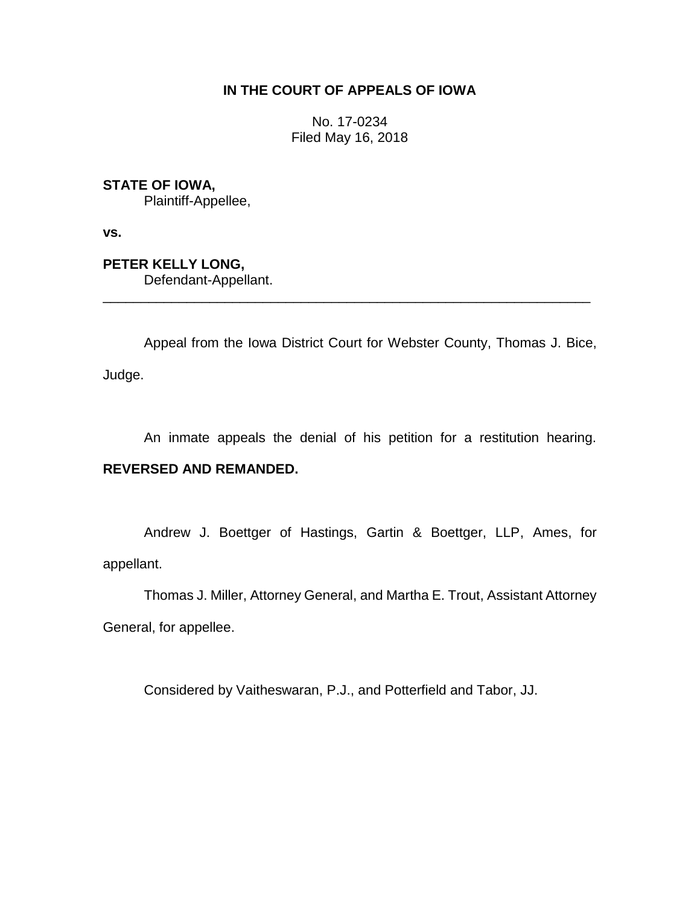**IN THE COURT OF APPEALS OF IOWA**

No. 17-0234
Filed May 16, 2018

**STATE OF IOWA,**
Plaintiff-Appellee,

**vs.**

**PETER KELLY LONG,**
Defendant-Appellant.

---

Appeal from the Iowa District Court for Webster County, Thomas J. Bice, Judge.

An inmate appeals the denial of his petition for a restitution hearing. **REVERSED AND REMANDED.**

Andrew J. Boettger of Hastings, Gartin & Boettger, LLP, Ames, for appellant.

Thomas J. Miller, Attorney General, and Martha E. Trout, Assistant Attorney General, for appellee.

Considered by Vaitheswaran, P.J., and Potterfield and Tabor, JJ.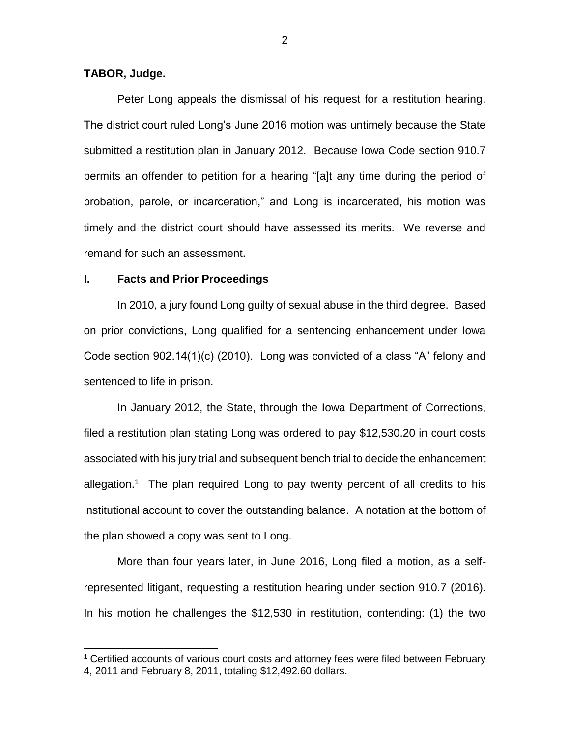**TABOR, Judge.**

Peter Long appeals the dismissal of his request for a restitution hearing. The district court ruled Long's June 2016 motion was untimely because the State submitted a restitution plan in January 2012. Because Iowa Code section 910.7 permits an offender to petition for a hearing "[a]t any time during the period of probation, parole, or incarceration," and Long is incarcerated, his motion was timely and the district court should have assessed its merits. We reverse and remand for such an assessment.

## I. Facts and Prior Proceedings

In 2010, a jury found Long guilty of sexual abuse in the third degree. Based on prior convictions, Long qualified for a sentencing enhancement under Iowa Code section 902.14(1)(c) (2010). Long was convicted of a class "A" felony and sentenced to life in prison.

In January 2012, the State, through the Iowa Department of Corrections, filed a restitution plan stating Long was ordered to pay $12,530.20 in court costs associated with his jury trial and subsequent bench trial to decide the enhancement allegation.[1] The plan required Long to pay twenty percent of all credits to his institutional account to cover the outstanding balance. A notation at the bottom of the plan showed a copy was sent to Long.

More than four years later, in June 2016, Long filed a motion, as a self-represented litigant, requesting a restitution hearing under section 910.7 (2016). In his motion he challenges the $12,530 in restitution, contending: (1) the two

[1] Certified accounts of various court costs and attorney fees were filed between February 4, 2011 and February 8, 2011, totaling $12,492.60 dollars.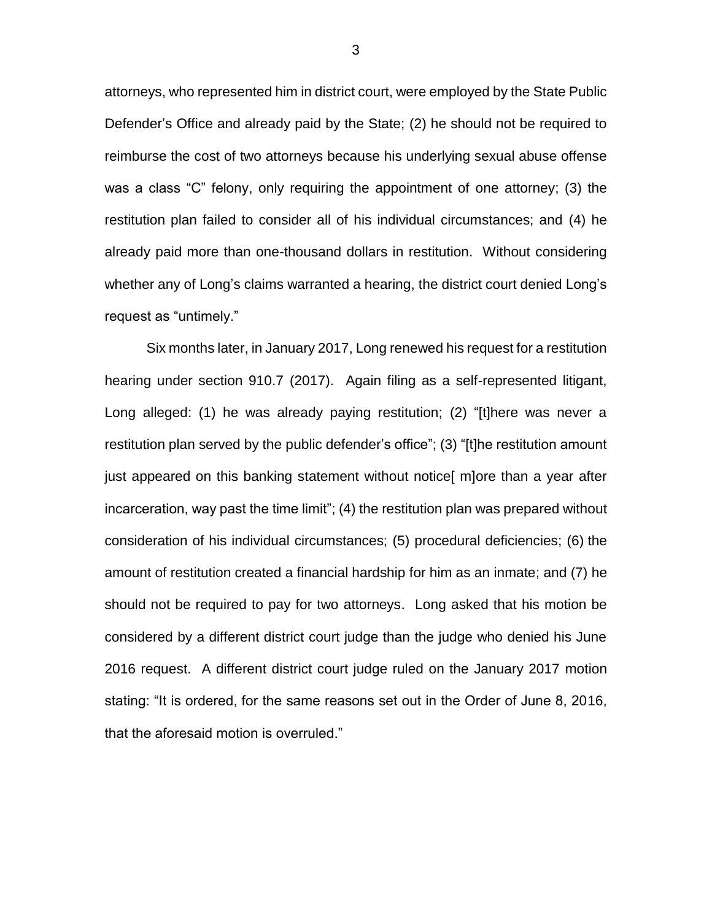attorneys, who represented him in district court, were employed by the State Public Defender's Office and already paid by the State; (2) he should not be required to reimburse the cost of two attorneys because his underlying sexual abuse offense was a class "C" felony, only requiring the appointment of one attorney; (3) the restitution plan failed to consider all of his individual circumstances; and (4) he already paid more than one-thousand dollars in restitution. Without considering whether any of Long's claims warranted a hearing, the district court denied Long's request as "untimely."

Six months later, in January 2017, Long renewed his request for a restitution hearing under section 910.7 (2017). Again filing as a self-represented litigant, Long alleged: (1) he was already paying restitution; (2) "[t]here was never a restitution plan served by the public defender's office"; (3) "[t]he restitution amount just appeared on this banking statement without notice[ m]ore than a year after incarceration, way past the time limit"; (4) the restitution plan was prepared without consideration of his individual circumstances; (5) procedural deficiencies; (6) the amount of restitution created a financial hardship for him as an inmate; and (7) he should not be required to pay for two attorneys. Long asked that his motion be considered by a different district court judge than the judge who denied his June 2016 request. A different district court judge ruled on the January 2017 motion stating: "It is ordered, for the same reasons set out in the Order of June 8, 2016, that the aforesaid motion is overruled."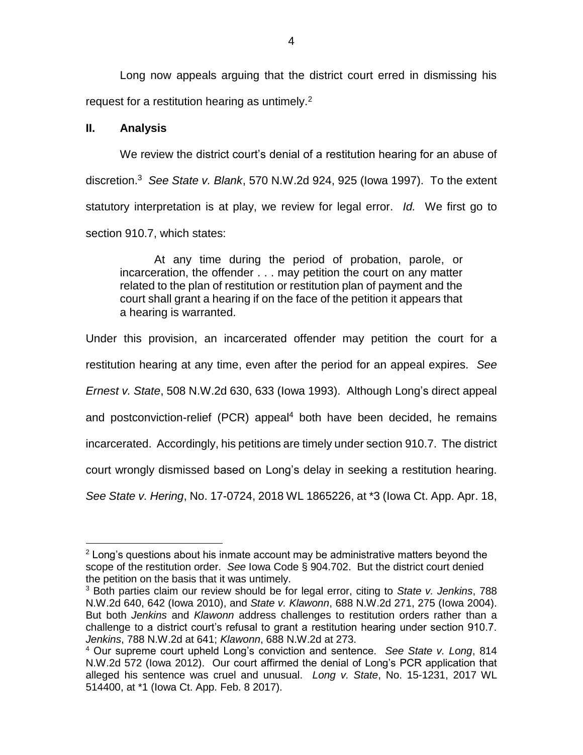Long now appeals arguing that the district court erred in dismissing his request for a restitution hearing as untimely.[2]

## II. Analysis

We review the district court's denial of a restitution hearing for an abuse of discretion.[3] *See State v. Blank*, 570 N.W.2d 924, 925 (Iowa 1997). To the extent statutory interpretation is at play, we review for legal error. *Id.* We first go to section 910.7, which states:

> At any time during the period of probation, parole, or incarceration, the offender . . . may petition the court on any matter related to the plan of restitution or restitution plan of payment and the court shall grant a hearing if on the face of the petition it appears that a hearing is warranted.

Under this provision, an incarcerated offender may petition the court for a restitution hearing at any time, even after the period for an appeal expires. *See Ernest v. State*, 508 N.W.2d 630, 633 (Iowa 1993). Although Long's direct appeal and postconviction-relief (PCR) appeal[4] both have been decided, he remains incarcerated. Accordingly, his petitions are timely under section 910.7. The district court wrongly dismissed based on Long's delay in seeking a restitution hearing. *See State v. Hering*, No. 17-0724, 2018 WL 1865226, at *3 (Iowa Ct. App. Apr. 18,

---

[2] Long's questions about his inmate account may be administrative matters beyond the scope of the restitution order. *See* Iowa Code § 904.702. But the district court denied the petition on the basis that it was untimely.

[3] Both parties claim our review should be for legal error, citing to *State v. Jenkins*, 788 N.W.2d 640, 642 (Iowa 2010), and *State v. Klawonn*, 688 N.W.2d 271, 275 (Iowa 2004). But both *Jenkins* and *Klawonn* address challenges to restitution orders rather than a challenge to a district court's refusal to grant a restitution hearing under section 910.7. *Jenkins*, 788 N.W.2d at 641; *Klawonn*, 688 N.W.2d at 273.

[4] Our supreme court upheld Long's conviction and sentence. *See State v. Long*, 814 N.W.2d 572 (Iowa 2012). Our court affirmed the denial of Long's PCR application that alleged his sentence was cruel and unusual. *Long v. State*, No. 15-1231, 2017 WL 514400, at *1 (Iowa Ct. App. Feb. 8 2017).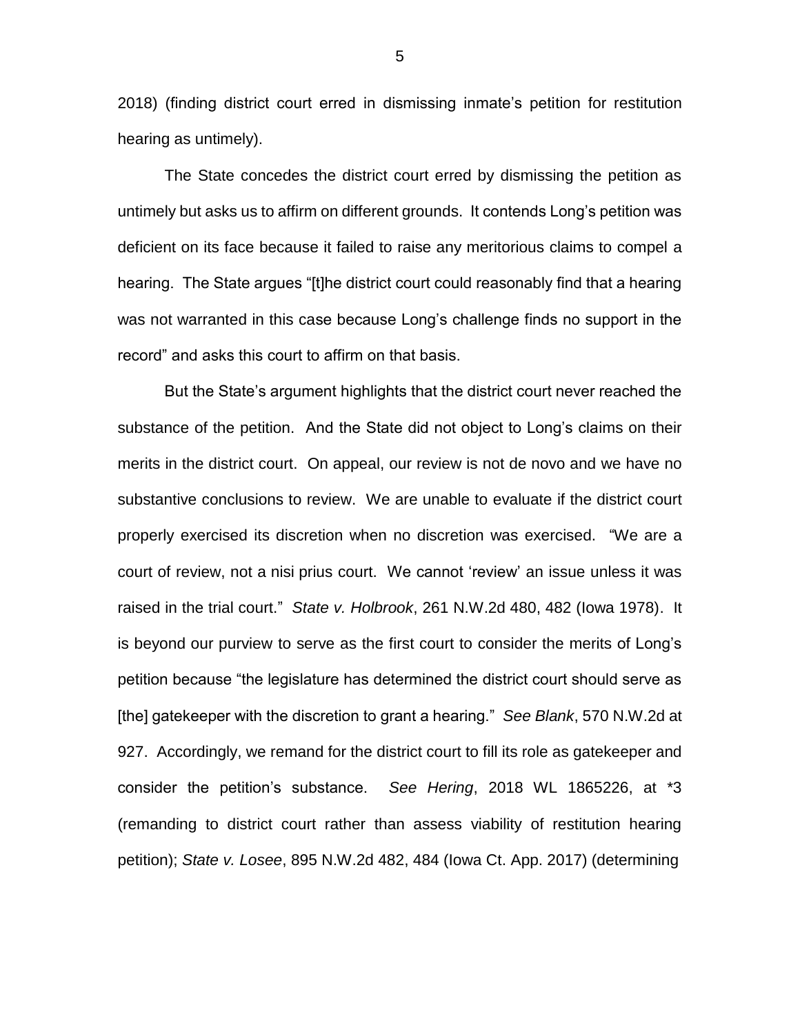2018) (finding district court erred in dismissing inmate's petition for restitution hearing as untimely).

The State concedes the district court erred by dismissing the petition as untimely but asks us to affirm on different grounds. It contends Long's petition was deficient on its face because it failed to raise any meritorious claims to compel a hearing. The State argues "[t]he district court could reasonably find that a hearing was not warranted in this case because Long's challenge finds no support in the record" and asks this court to affirm on that basis.

But the State's argument highlights that the district court never reached the substance of the petition. And the State did not object to Long's claims on their merits in the district court. On appeal, our review is not de novo and we have no substantive conclusions to review. We are unable to evaluate if the district court properly exercised its discretion when no discretion was exercised. "We are a court of review, not a nisi prius court. We cannot 'review' an issue unless it was raised in the trial court." *State v. Holbrook*, 261 N.W.2d 480, 482 (Iowa 1978). It is beyond our purview to serve as the first court to consider the merits of Long's petition because "the legislature has determined the district court should serve as [the] gatekeeper with the discretion to grant a hearing." *See Blank*, 570 N.W.2d at 927. Accordingly, we remand for the district court to fill its role as gatekeeper and consider the petition's substance. *See Hering*, 2018 WL 1865226, at *3 (remanding to district court rather than assess viability of restitution hearing petition); *State v. Losee*, 895 N.W.2d 482, 484 (Iowa Ct. App. 2017) (determining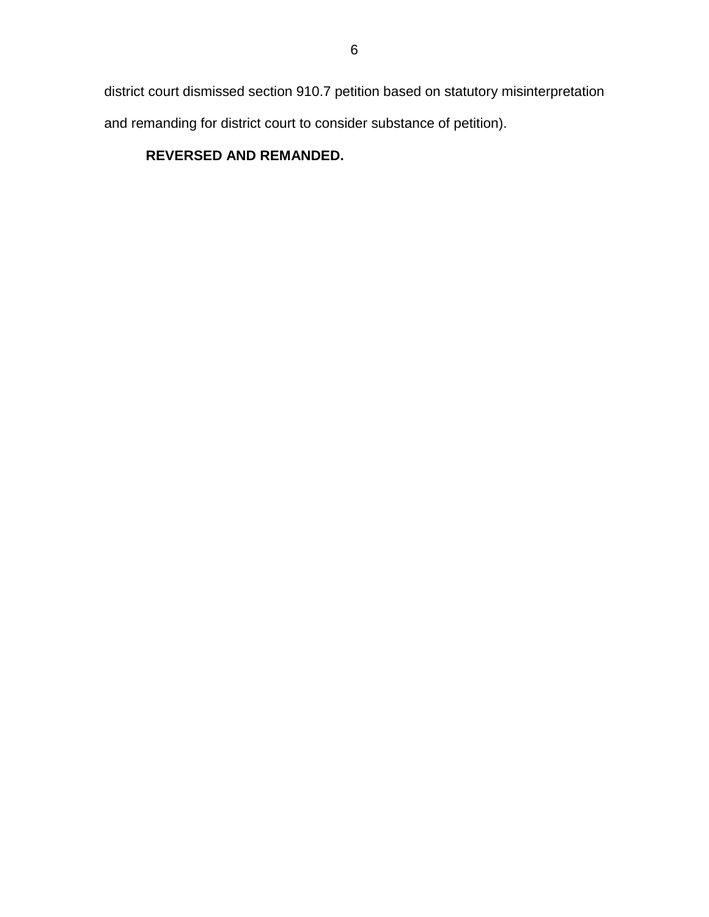district court dismissed section 910.7 petition based on statutory misinterpretation and remanding for district court to consider substance of petition).

**REVERSED AND REMANDED.**